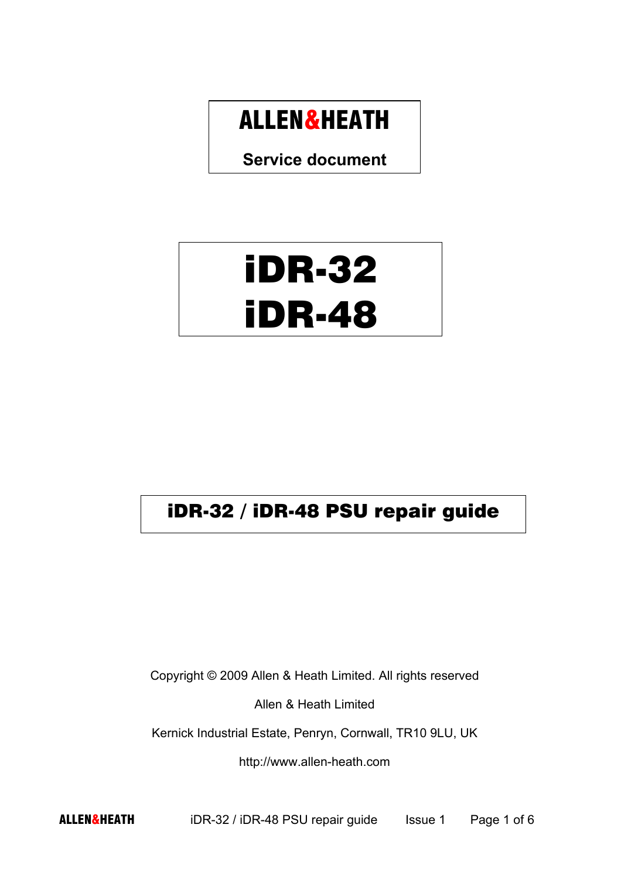**ALLEN&HEATH**

**Service document**

# iDR-32
# iDR-48

## iDR-32 / iDR-48 PSU repair guide

Copyright © 2009 Allen & Heath Limited. All rights reserved

Allen & Heath Limited

Kernick Industrial Estate, Penryn, Cornwall, TR10 9LU, UK

http://www.allen-heath.com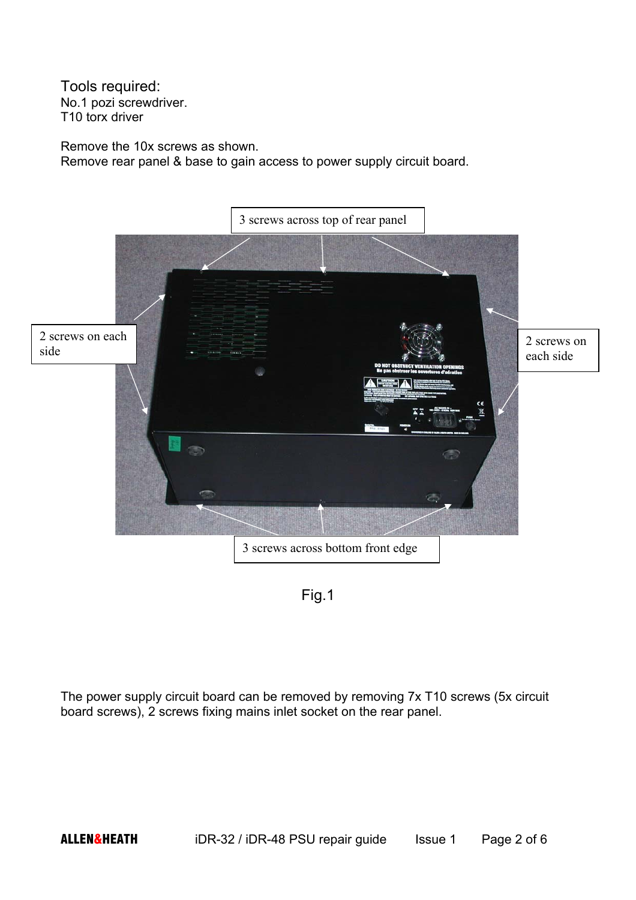Tools required:
No.1 pozi screwdriver.
T10 torx driver

Remove the 10x screws as shown.
Remove rear panel & base to gain access to power supply circuit board.

3 screws across top of rear panel

2 screws on each side

2 screws on each side

3 screws across bottom front edge

Fig.1

The power supply circuit board can be removed by removing 7x T10 screws (5x circuit board screws), 2 screws fixing mains inlet socket on the rear panel.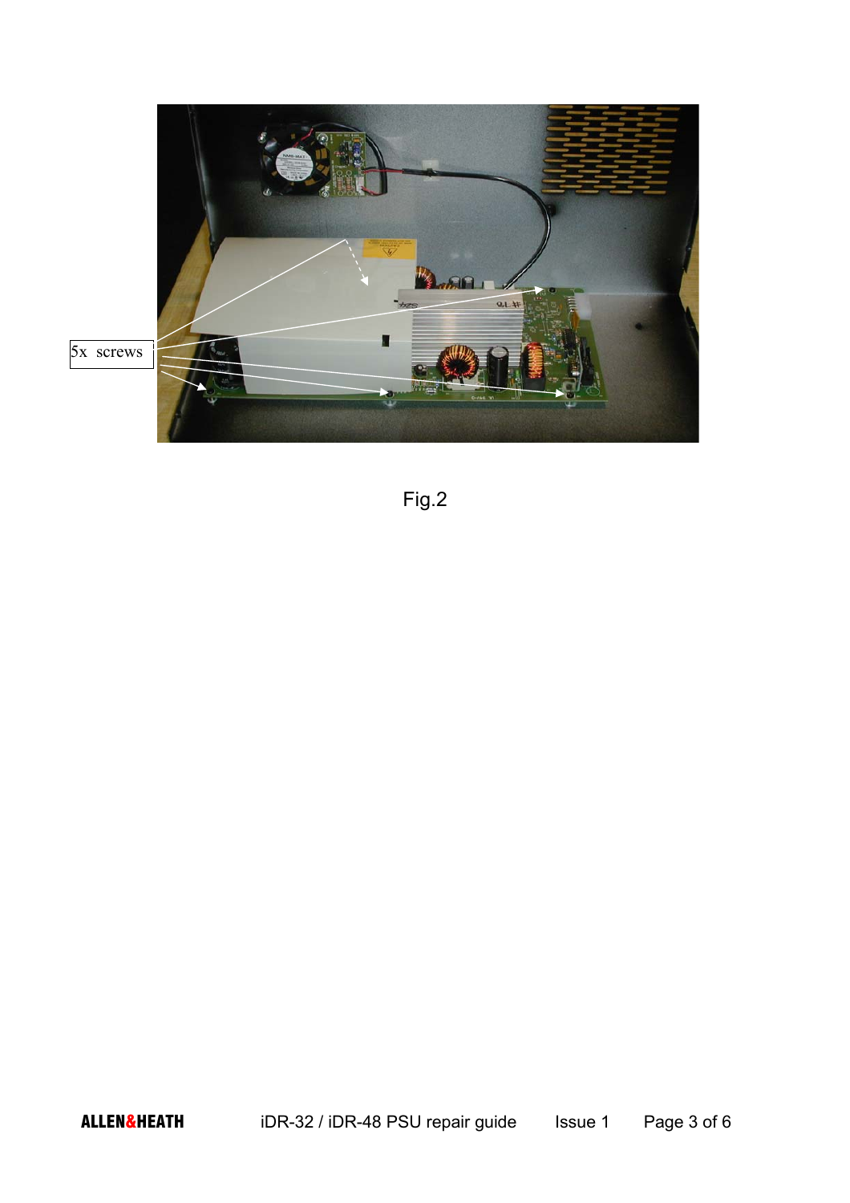5x screws

Fig.2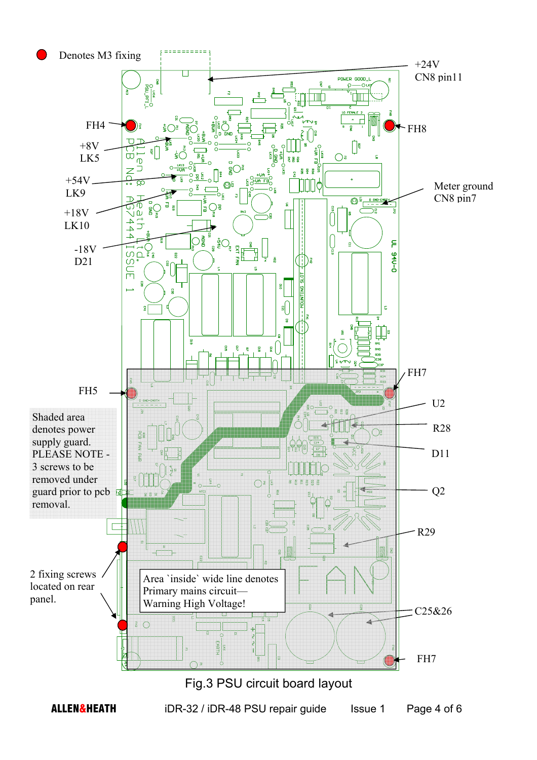Denotes M3 fixing

+24V
CN8 pin11

FH4

FH8

+8V
LK5

+54V
LK9

Meter ground
CN8 pin7

+18V
LK10

-18V
D21

FH5

FH7

U2

Shaded area denotes power supply guard. PLEASE NOTE - 3 screws to be removed under guard prior to pcb removal.

R28

D11

Q2

R29

2 fixing screws located on rear panel.

Area `inside` wide line denotes Primary mains circuit— Warning High Voltage!

C25&26

FH7

Fig.3 PSU circuit board layout

**ALLEN&HEATH** iDR-32 / iDR-48 PSU repair guide Issue 1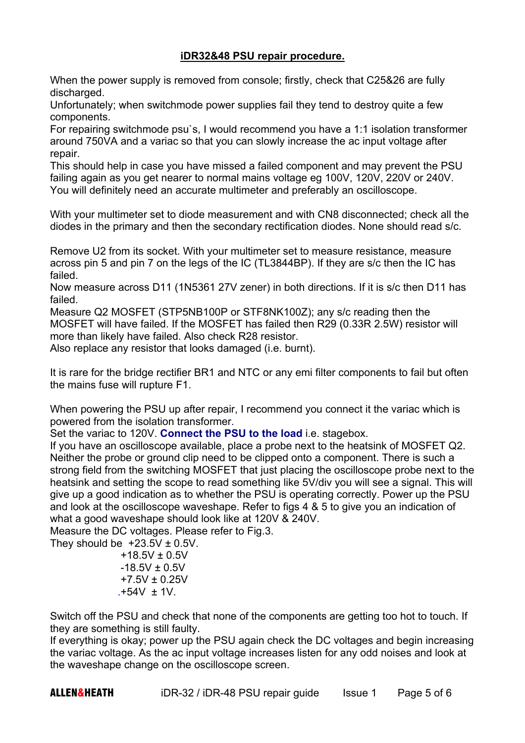## iDR32&48 PSU repair procedure.

When the power supply is removed from console; firstly, check that C25&26 are fully discharged.
Unfortunately; when switchmode power supplies fail they tend to destroy quite a few components.
For repairing switchmode psu`s, I would recommend you have a 1:1 isolation transformer around 750VA and a variac so that you can slowly increase the ac input voltage after repair.
This should help in case you have missed a failed component and may prevent the PSU failing again as you get nearer to normal mains voltage eg 100V, 120V, 220V or 240V.
You will definitely need an accurate multimeter and preferably an oscilloscope.

With your multimeter set to diode measurement and with CN8 disconnected; check all the diodes in the primary and then the secondary rectification diodes. None should read s/c.

Remove U2 from its socket. With your multimeter set to measure resistance, measure across pin 5 and pin 7 on the legs of the IC (TL3844BP). If they are s/c then the IC has failed.
Now measure across D11 (1N5361 27V zener) in both directions. If it is s/c then D11 has failed.
Measure Q2 MOSFET (STP5NB100P or STF8NK100Z); any s/c reading then the MOSFET will have failed. If the MOSFET has failed then R29 (0.33R 2.5W) resistor will more than likely have failed. Also check R28 resistor.
Also replace any resistor that looks damaged (i.e. burnt).

It is rare for the bridge rectifier BR1 and NTC or any emi filter components to fail but often the mains fuse will rupture F1.

When powering the PSU up after repair, I recommend you connect it the variac which is powered from the isolation transformer.
Set the variac to 120V. **Connect the PSU to the load** i.e. stagebox.
If you have an oscilloscope available, place a probe next to the heatsink of MOSFET Q2. Neither the probe or ground clip need to be clipped onto a component. There is such a strong field from the switching MOSFET that just placing the oscilloscope probe next to the heatsink and setting the scope to read something like 5V/div you will see a signal. This will give up a good indication as to whether the PSU is operating correctly. Power up the PSU and look at the oscilloscope waveshape. Refer to figs 4 & 5 to give you an indication of what a good waveshape should look like at 120V & 240V.
Measure the DC voltages. Please refer to Fig.3.
They should be +23.5V ± 0.5V.
+18.5V ± 0.5V
-18.5V ± 0.5V
+7.5V ± 0.25V
+54V ± 1V.

Switch off the PSU and check that none of the components are getting too hot to touch. If they are something is still faulty.
If everything is okay; power up the PSU again check the DC voltages and begin increasing the variac voltage. As the ac input voltage increases listen for any odd noises and look at the waveshape change on the oscilloscope screen.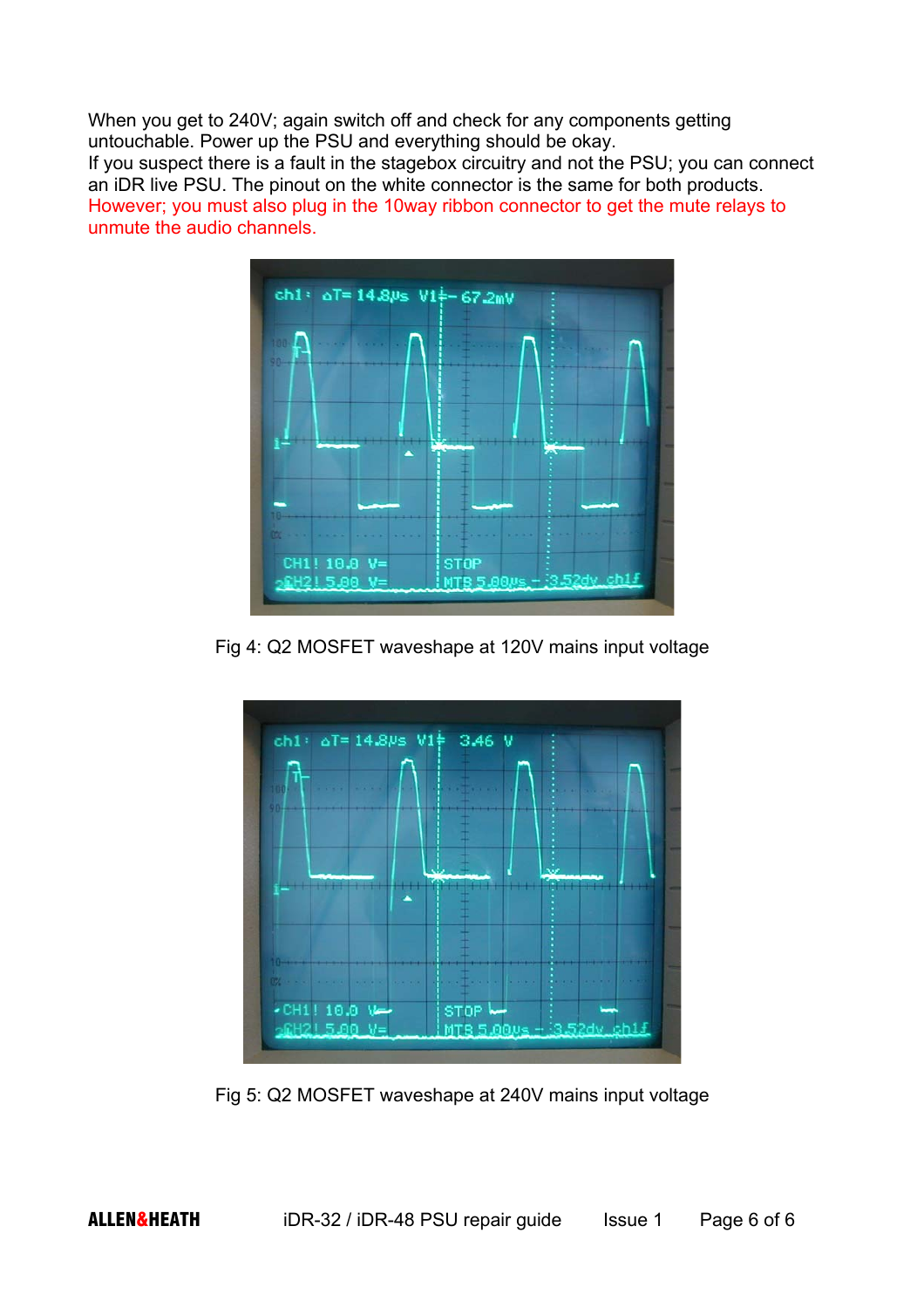When you get to 240V; again switch off and check for any components getting untouchable. Power up the PSU and everything should be okay.
If you suspect there is a fault in the stagebox circuitry and not the PSU; you can connect an iDR live PSU. The pinout on the white connector is the same for both products.
However; you must also plug in the 10way ribbon connector to get the mute relays to unmute the audio channels.

ch1: ΔT= 14.8μs V1÷-67.2mV
CH1! 10.0 V=
CH2! 5.00 V=
STOP
MTB 5.00μs -3.52dv ch1f

Fig 4: Q2 MOSFET waveshape at 120V mains input voltage

ch1: ΔT= 14.8μs V1÷ 3.46 V
CH1! 10.0 V=
CH2! 5.00 V=
STOP
MTB 5.00μs -3.52dv ch1f

Fig 5: Q2 MOSFET waveshape at 240V mains input voltage